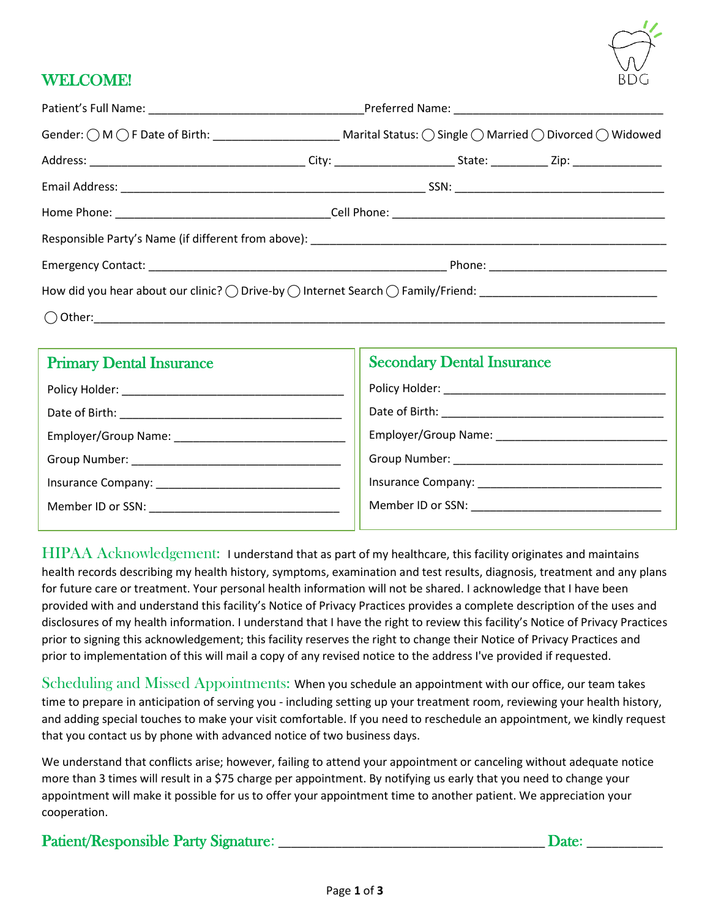BDG

# WELCOME!

Patient's Full Name: _________________________________ Preferred Name: _________________________________

Gender: ◯ M ◯ F Date of Birth: ____________________ Marital Status: ◯ Single ◯ Married ◯ Divorced ◯ Widowed

Address: _________________________________ City: ___________________ State: _________ Zip: ______________

Email Address: ______________________________________________ SSN: _________________________________

Home Phone: _________________________________ Cell Phone: __________________________________________

Responsible Party's Name (if different from above): ______________________________________________________

Emergency Contact: ______________________________________________ Phone: ___________________________

How did you hear about our clinic? ◯ Drive-by ◯ Internet Search ◯ Family/Friend: ___________________________

◯ Other: ______________________________________________________________________________________

## Primary Dental Insurance

Policy Holder: ___________________________________

Date of Birth: ___________________________________

Employer/Group Name: ___________________________

Group Number: __________________________________

Insurance Company: _____________________________

Member ID or SSN: ______________________________

## Secondary Dental Insurance

Policy Holder: ___________________________________

Date of Birth: ___________________________________

Employer/Group Name: ___________________________

Group Number: __________________________________

Insurance Company: _____________________________

Member ID or SSN: ______________________________

**HIPAA Acknowledgement:** I understand that as part of my healthcare, this facility originates and maintains health records describing my health history, symptoms, examination and test results, diagnosis, treatment and any plans for future care or treatment. Your personal health information will not be shared. I acknowledge that I have been provided with and understand this facility's Notice of Privacy Practices provides a complete description of the uses and disclosures of my health information. I understand that I have the right to review this facility's Notice of Privacy Practices prior to signing this acknowledgement; this facility reserves the right to change their Notice of Privacy Practices and prior to implementation of this will mail a copy of any revised notice to the address I've provided if requested.

**Scheduling and Missed Appointments:** When you schedule an appointment with our office, our team takes time to prepare in anticipation of serving you - including setting up your treatment room, reviewing your health history, and adding special touches to make your visit comfortable. If you need to reschedule an appointment, we kindly request that you contact us by phone with advanced notice of two business days.

We understand that conflicts arise; however, failing to attend your appointment or canceling without adequate notice more than 3 times will result in a $75 charge per appointment. By notifying us early that you need to change your appointment will make it possible for us to offer your appointment time to another patient. We appreciation your cooperation.

**Patient/Responsible Party Signature:** ___________________________________ **Date:** __________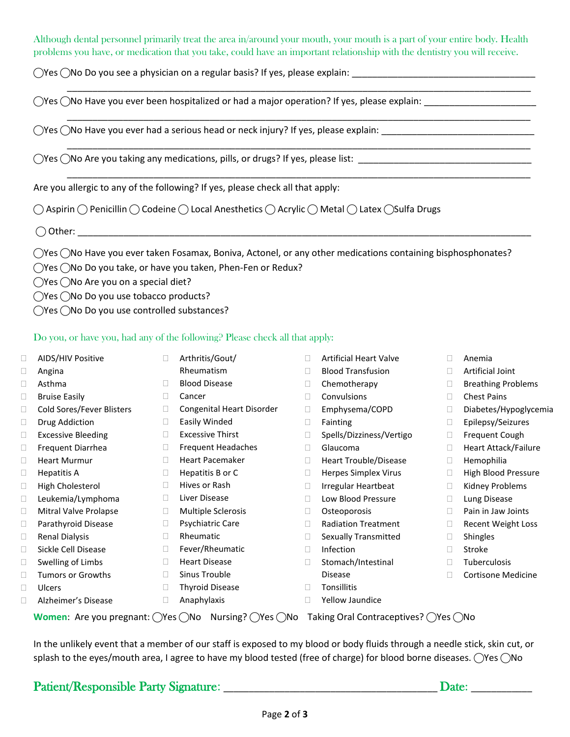Although dental personnel primarily treat the area in/around your mouth, your mouth is a part of your entire body. Health problems you have, or medication that you take, could have an important relationship with the dentistry you will receive.

◯Yes ◯No Do you see a physician on a regular basis? If yes, please explain: ___________________________________

___________________________________________________________________________________________

◯Yes ◯No Have you ever been hospitalized or had a major operation? If yes, please explain: _____________________

___________________________________________________________________________________________

◯Yes ◯No Have you ever had a serious head or neck injury? If yes, please explain: _____________________________

___________________________________________________________________________________________

◯Yes ◯No Are you taking any medications, pills, or drugs? If yes, please list: _________________________________

___________________________________________________________________________________________

Are you allergic to any of the following? If yes, please check all that apply:

◯ Aspirin ◯ Penicillin ◯ Codeine ◯ Local Anesthetics ◯ Acrylic ◯ Metal ◯ Latex ◯Sulfa Drugs

◯ Other: ____________________________________________________________________________________

◯Yes ◯No Have you ever taken Fosamax, Boniva, Actonel, or any other medications containing bisphosphonates?
◯Yes ◯No Do you take, or have you taken, Phen-Fen or Redux?
◯Yes ◯No Are you on a special diet?
◯Yes ◯No Do you use tobacco products?
◯Yes ◯No Do you use controlled substances?

Do you, or have you, had any of the following? Please check all that apply:

- ☐ AIDS/HIV Positive
- ☐ Angina
- ☐ Asthma
- ☐ Bruise Easily
- ☐ Cold Sores/Fever Blisters
- ☐ Drug Addiction
- ☐ Excessive Bleeding
- ☐ Frequent Diarrhea
- ☐ Heart Murmur
- ☐ Hepatitis A
- ☐ High Cholesterol
- ☐ Leukemia/Lymphoma
- ☐ Mitral Valve Prolapse
- ☐ Parathyroid Disease
- ☐ Renal Dialysis
- ☐ Sickle Cell Disease
- ☐ Swelling of Limbs
- ☐ Tumors or Growths
- ☐ Ulcers
- ☐ Alzheimer's Disease
- ☐ Arthritis/Gout/ Rheumatism
- ☐ Blood Disease
- ☐ Cancer
- ☐ Congenital Heart Disorder
- ☐ Easily Winded
- ☐ Excessive Thirst
- ☐ Frequent Headaches
- ☐ Heart Pacemaker
- ☐ Hepatitis B or C
- ☐ Hives or Rash
- ☐ Liver Disease
- ☐ Multiple Sclerosis
- ☐ Psychiatric Care
- ☐ Rheumatic
- ☐ Fever/Rheumatic
- ☐ Heart Disease
- ☐ Sinus Trouble
- ☐ Thyroid Disease
- ☐ Anaphylaxis
- ☐ Artificial Heart Valve
- ☐ Blood Transfusion
- ☐ Chemotherapy
- ☐ Convulsions
- ☐ Emphysema/COPD
- ☐ Fainting
- ☐ Spells/Dizziness/Vertigo
- ☐ Glaucoma
- ☐ Heart Trouble/Disease
- ☐ Herpes Simplex Virus
- ☐ Irregular Heartbeat
- ☐ Low Blood Pressure
- ☐ Osteoporosis
- ☐ Radiation Treatment
- ☐ Sexually Transmitted
- ☐ Infection
- ☐ Stomach/Intestinal Disease
- ☐ Tonsillitis
- ☐ Yellow Jaundice
- ☐ Anemia
- ☐ Artificial Joint
- ☐ Breathing Problems
- ☐ Chest Pains
- ☐ Diabetes/Hypoglycemia
- ☐ Epilepsy/Seizures
- ☐ Frequent Cough
- ☐ Heart Attack/Failure
- ☐ Hemophilia
- ☐ High Blood Pressure
- ☐ Kidney Problems
- ☐ Lung Disease
- ☐ Pain in Jaw Joints
- ☐ Recent Weight Loss
- ☐ Shingles
- ☐ Stroke
- ☐ Tuberculosis
- ☐ Cortisone Medicine

**Women**: Are you pregnant: ◯Yes ◯No Nursing? ◯Yes ◯No Taking Oral Contraceptives? ◯Yes ◯No

In the unlikely event that a member of our staff is exposed to my blood or body fluids through a needle stick, skin cut, or splash to the eyes/mouth area, I agree to have my blood tested (free of charge) for blood borne diseases. ◯Yes ◯No

Patient/Responsible Party Signature: ___________________________________ Date: __________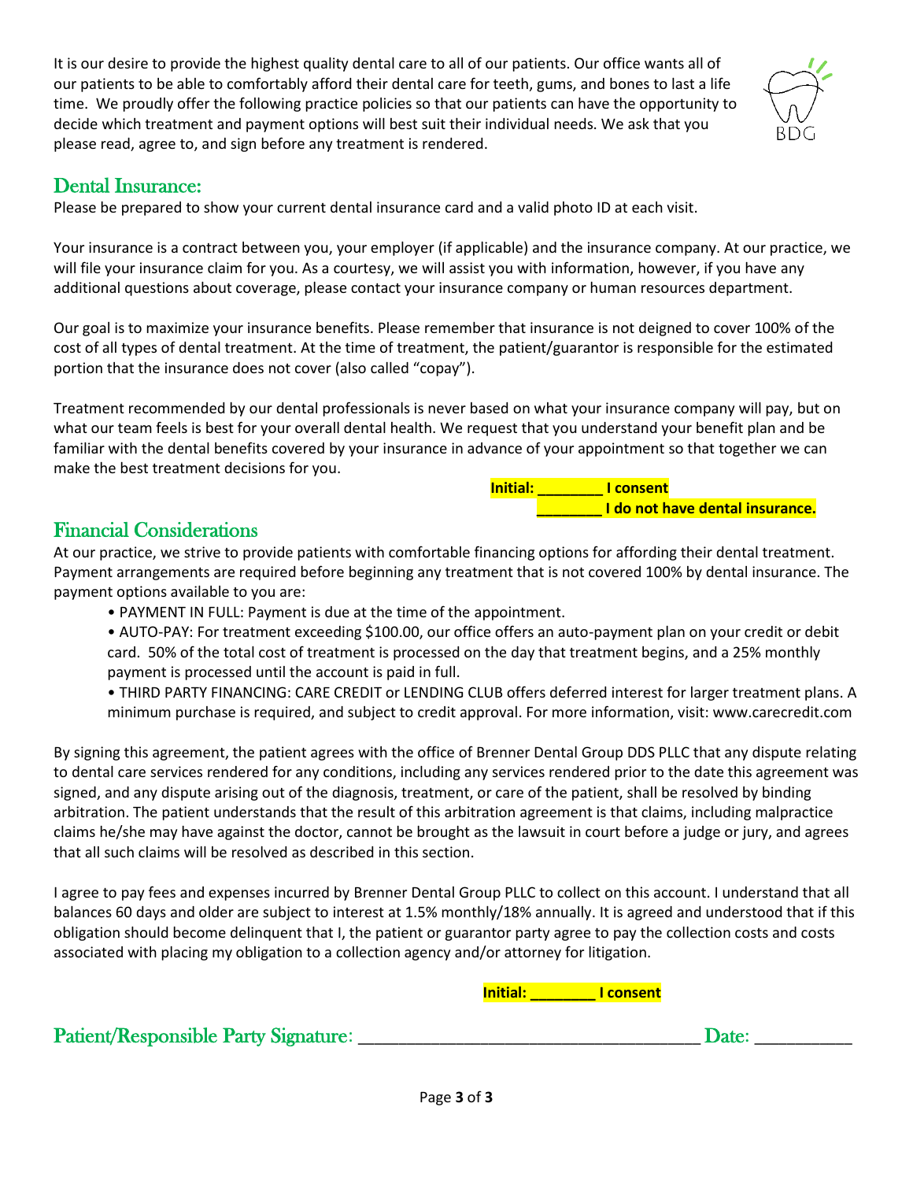It is our desire to provide the highest quality dental care to all of our patients. Our office wants all of our patients to be able to comfortably afford their dental care for teeth, gums, and bones to last a life time. We proudly offer the following practice policies so that our patients can have the opportunity to decide which treatment and payment options will best suit their individual needs. We ask that you please read, agree to, and sign before any treatment is rendered.

BDG

## Dental Insurance:

Please be prepared to show your current dental insurance card and a valid photo ID at each visit.

Your insurance is a contract between you, your employer (if applicable) and the insurance company. At our practice, we will file your insurance claim for you. As a courtesy, we will assist you with information, however, if you have any additional questions about coverage, please contact your insurance company or human resources department.

Our goal is to maximize your insurance benefits. Please remember that insurance is not deigned to cover 100% of the cost of all types of dental treatment. At the time of treatment, the patient/guarantor is responsible for the estimated portion that the insurance does not cover (also called "copay").

Treatment recommended by our dental professionals is never based on what your insurance company will pay, but on what our team feels is best for your overall dental health. We request that you understand your benefit plan and be familiar with the dental benefits covered by your insurance in advance of your appointment so that together we can make the best treatment decisions for you.

**Initial: ________ I consent**
**________ I do not have dental insurance.**

## Financial Considerations

At our practice, we strive to provide patients with comfortable financing options for affording their dental treatment. Payment arrangements are required before beginning any treatment that is not covered 100% by dental insurance. The payment options available to you are:

- PAYMENT IN FULL: Payment is due at the time of the appointment.
- AUTO-PAY: For treatment exceeding $100.00, our office offers an auto-payment plan on your credit or debit card. 50% of the total cost of treatment is processed on the day that treatment begins, and a 25% monthly payment is processed until the account is paid in full.
- THIRD PARTY FINANCING: CARE CREDIT or LENDING CLUB offers deferred interest for larger treatment plans. A minimum purchase is required, and subject to credit approval. For more information, visit: www.carecredit.com

By signing this agreement, the patient agrees with the office of Brenner Dental Group DDS PLLC that any dispute relating to dental care services rendered for any conditions, including any services rendered prior to the date this agreement was signed, and any dispute arising out of the diagnosis, treatment, or care of the patient, shall be resolved by binding arbitration. The patient understands that the result of this arbitration agreement is that claims, including malpractice claims he/she may have against the doctor, cannot be brought as the lawsuit in court before a judge or jury, and agrees that all such claims will be resolved as described in this section.

I agree to pay fees and expenses incurred by Brenner Dental Group PLLC to collect on this account. I understand that all balances 60 days and older are subject to interest at 1.5% monthly/18% annually. It is agreed and understood that if this obligation should become delinquent that I, the patient or guarantor party agree to pay the collection costs and costs associated with placing my obligation to a collection agency and/or attorney for litigation.

**Initial: ________ I consent**

Patient/Responsible Party Signature: ___________________________________ Date: __________